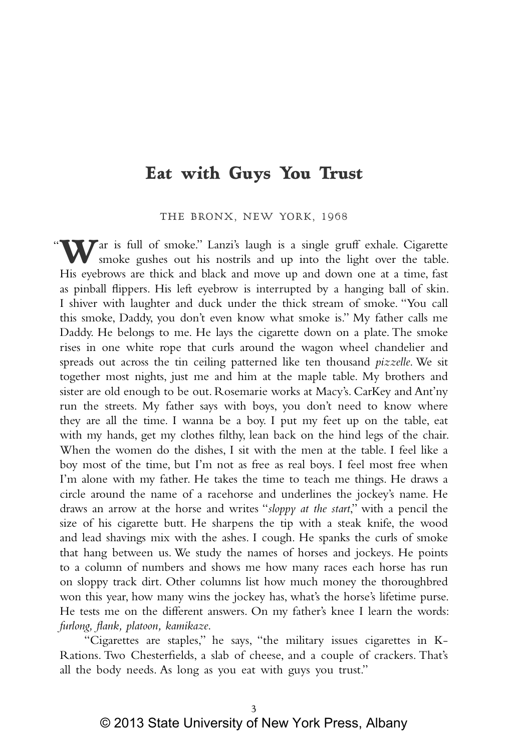# Eat with Guys You Trust

THE BRONX, NEW YORK, 1968

"War is full of smoke." Lanzi's laugh is a single gruff exhale. Cigarette smoke gushes out his nostrils and up into the light over the table. His eyebrows are thick and black and move up and down one at a time, fast as pinball flippers. His left eyebrow is interrupted by a hanging ball of skin. I shiver with laughter and duck under the thick stream of smoke. "You call this smoke, Daddy, you don't even know what smoke is." My father calls me Daddy. He belongs to me. He lays the cigarette down on a plate. The smoke rises in one white rope that curls around the wagon wheel chandelier and spreads out across the tin ceiling patterned like ten thousand *pizzelle*. We sit together most nights, just me and him at the maple table. My brothers and sister are old enough to be out. Rosemarie works at Macy's. CarKey and Ant'ny run the streets. My father says with boys, you don't need to know where they are all the time. I wanna be a boy. I put my feet up on the table, eat with my hands, get my clothes filthy, lean back on the hind legs of the chair. When the women do the dishes, I sit with the men at the table. I feel like a boy most of the time, but I'm not as free as real boys. I feel most free when I'm alone with my father. He takes the time to teach me things. He draws a circle around the name of a racehorse and underlines the jockey's name. He draws an arrow at the horse and writes "*sloppy at the start*," with a pencil the size of his cigarette butt. He sharpens the tip with a steak knife, the wood and lead shavings mix with the ashes. I cough. He spanks the curls of smoke that hang between us. We study the names of horses and jockeys. He points to a column of numbers and shows me how many races each horse has run on sloppy track dirt. Other columns list how much money the thoroughbred won this year, how many wins the jockey has, what's the horse's lifetime purse. He tests me on the different answers. On my father's knee I learn the words: *furlong, flank, platoon, kamikaze*.

"Cigarettes are staples," he says, "the military issues cigarettes in K-Rations. Two Chesterfields, a slab of cheese, and a couple of crackers. That's all the body needs. As long as you eat with guys you trust."

© 2013 State University of New York Press, Albany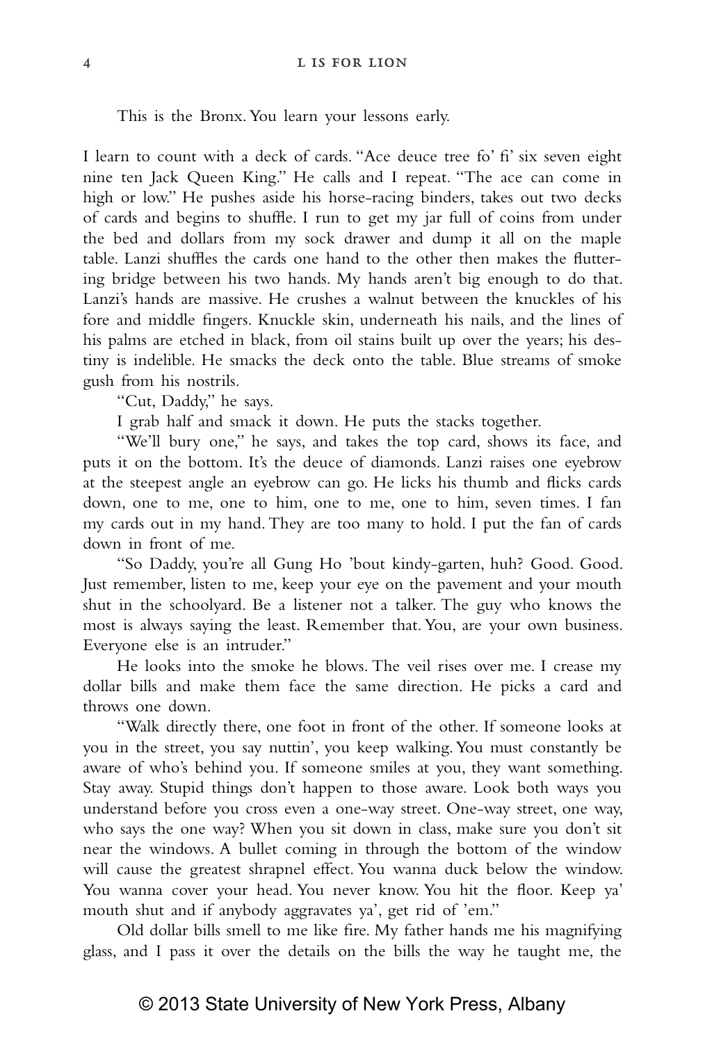This is the Bronx. You learn your lessons early.

I learn to count with a deck of cards. "Ace deuce tree fo' fi' six seven eight nine ten Jack Queen King." He calls and I repeat. "The ace can come in high or low." He pushes aside his horse-racing binders, takes out two decks of cards and begins to shuffle. I run to get my jar full of coins from under the bed and dollars from my sock drawer and dump it all on the maple table. Lanzi shuffles the cards one hand to the other then makes the fluttering bridge between his two hands. My hands aren't big enough to do that. Lanzi's hands are massive. He crushes a walnut between the knuckles of his fore and middle fingers. Knuckle skin, underneath his nails, and the lines of his palms are etched in black, from oil stains built up over the years; his destiny is indelible. He smacks the deck onto the table. Blue streams of smoke gush from his nostrils.

"Cut, Daddy," he says.

I grab half and smack it down. He puts the stacks together.

"We'll bury one," he says, and takes the top card, shows its face, and puts it on the bottom. It's the deuce of diamonds. Lanzi raises one eyebrow at the steepest angle an eyebrow can go. He licks his thumb and flicks cards down, one to me, one to him, one to me, one to him, seven times. I fan my cards out in my hand. They are too many to hold. I put the fan of cards down in front of me.

"So Daddy, you're all Gung Ho 'bout kindy-garten, huh? Good. Good. Just remember, listen to me, keep your eye on the pavement and your mouth shut in the schoolyard. Be a listener not a talker. The guy who knows the most is always saying the least. Remember that. You, are your own business. Everyone else is an intruder."

He looks into the smoke he blows. The veil rises over me. I crease my dollar bills and make them face the same direction. He picks a card and throws one down.

"Walk directly there, one foot in front of the other. If someone looks at you in the street, you say nuttin', you keep walking. You must constantly be aware of who's behind you. If someone smiles at you, they want something. Stay away. Stupid things don't happen to those aware. Look both ways you understand before you cross even a one-way street. One-way street, one way, who says the one way? When you sit down in class, make sure you don't sit near the windows. A bullet coming in through the bottom of the window will cause the greatest shrapnel effect. You wanna duck below the window. You wanna cover your head. You never know. You hit the floor. Keep ya' mouth shut and if anybody aggravates ya', get rid of 'em."

Old dollar bills smell to me like fire. My father hands me his magnifying glass, and I pass it over the details on the bills the way he taught me, the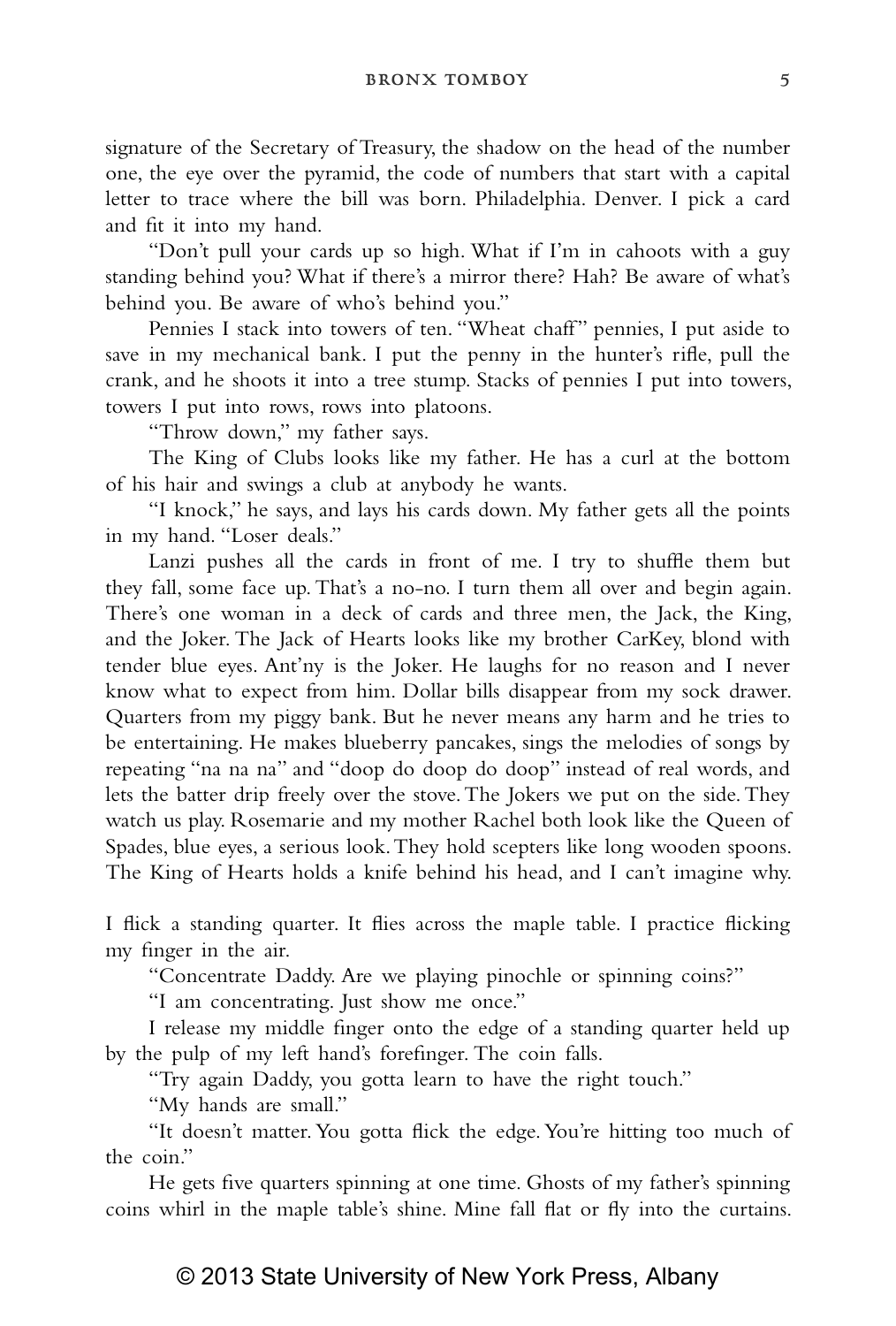signature of the Secretary of Treasury, the shadow on the head of the number one, the eye over the pyramid, the code of numbers that start with a capital letter to trace where the bill was born. Philadelphia. Denver. I pick a card and fit it into my hand.

"Don't pull your cards up so high. What if I'm in cahoots with a guy standing behind you? What if there's a mirror there? Hah? Be aware of what's behind you. Be aware of who's behind you."

Pennies I stack into towers of ten. "Wheat chaff" pennies, I put aside to save in my mechanical bank. I put the penny in the hunter's rifle, pull the crank, and he shoots it into a tree stump. Stacks of pennies I put into towers, towers I put into rows, rows into platoons.

"Throw down," my father says.

The King of Clubs looks like my father. He has a curl at the bottom of his hair and swings a club at anybody he wants.

"I knock," he says, and lays his cards down. My father gets all the points in my hand. "Loser deals."

Lanzi pushes all the cards in front of me. I try to shuffle them but they fall, some face up. That's a no-no. I turn them all over and begin again. There's one woman in a deck of cards and three men, the Jack, the King, and the Joker. The Jack of Hearts looks like my brother CarKey, blond with tender blue eyes. Ant'ny is the Joker. He laughs for no reason and I never know what to expect from him. Dollar bills disappear from my sock drawer. Quarters from my piggy bank. But he never means any harm and he tries to be entertaining. He makes blueberry pancakes, sings the melodies of songs by repeating "na na na" and "doop do doop do doop" instead of real words, and lets the batter drip freely over the stove. The Jokers we put on the side. They watch us play. Rosemarie and my mother Rachel both look like the Queen of Spades, blue eyes, a serious look. They hold scepters like long wooden spoons. The King of Hearts holds a knife behind his head, and I can't imagine why.

I flick a standing quarter. It flies across the maple table. I practice flicking my finger in the air.

"Concentrate Daddy. Are we playing pinochle or spinning coins?"

"I am concentrating. Just show me once."

I release my middle finger onto the edge of a standing quarter held up by the pulp of my left hand's forefinger. The coin falls.

"Try again Daddy, you gotta learn to have the right touch."

"My hands are small."

"It doesn't matter. You gotta flick the edge. You're hitting too much of the coin."

He gets five quarters spinning at one time. Ghosts of my father's spinning coins whirl in the maple table's shine. Mine fall flat or fly into the curtains.

© 2013 State University of New York Press, Albany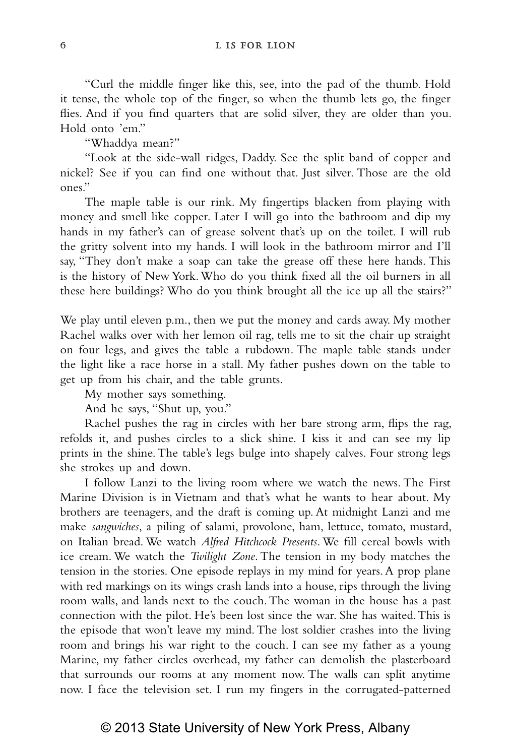"Curl the middle finger like this, see, into the pad of the thumb. Hold it tense, the whole top of the finger, so when the thumb lets go, the finger flies. And if you find quarters that are solid silver, they are older than you. Hold onto 'em."

"Whaddya mean?"

"Look at the side-wall ridges, Daddy. See the split band of copper and nickel? See if you can find one without that. Just silver. Those are the old ones."

The maple table is our rink. My fingertips blacken from playing with money and smell like copper. Later I will go into the bathroom and dip my hands in my father's can of grease solvent that's up on the toilet. I will rub the gritty solvent into my hands. I will look in the bathroom mirror and I'll say, "They don't make a soap can take the grease off these here hands. This is the history of New York. Who do you think fixed all the oil burners in all these here buildings? Who do you think brought all the ice up all the stairs?"

We play until eleven p.m., then we put the money and cards away. My mother Rachel walks over with her lemon oil rag, tells me to sit the chair up straight on four legs, and gives the table a rubdown. The maple table stands under the light like a race horse in a stall. My father pushes down on the table to get up from his chair, and the table grunts.

My mother says something.

And he says, "Shut up, you."

Rachel pushes the rag in circles with her bare strong arm, flips the rag, refolds it, and pushes circles to a slick shine. I kiss it and can see my lip prints in the shine. The table's legs bulge into shapely calves. Four strong legs she strokes up and down.

I follow Lanzi to the living room where we watch the news. The First Marine Division is in Vietnam and that's what he wants to hear about. My brothers are teenagers, and the draft is coming up. At midnight Lanzi and me make *sangwiches*, a piling of salami, provolone, ham, lettuce, tomato, mustard, on Italian bread. We watch *Alfred Hitchcock Presents*. We fill cereal bowls with ice cream. We watch the *Twilight Zone*. The tension in my body matches the tension in the stories. One episode replays in my mind for years. A prop plane with red markings on its wings crash lands into a house, rips through the living room walls, and lands next to the couch. The woman in the house has a past connection with the pilot. He's been lost since the war. She has waited. This is the episode that won't leave my mind. The lost soldier crashes into the living room and brings his war right to the couch. I can see my father as a young Marine, my father circles overhead, my father can demolish the plasterboard that surrounds our rooms at any moment now. The walls can split anytime now. I face the television set. I run my fingers in the corrugated-patterned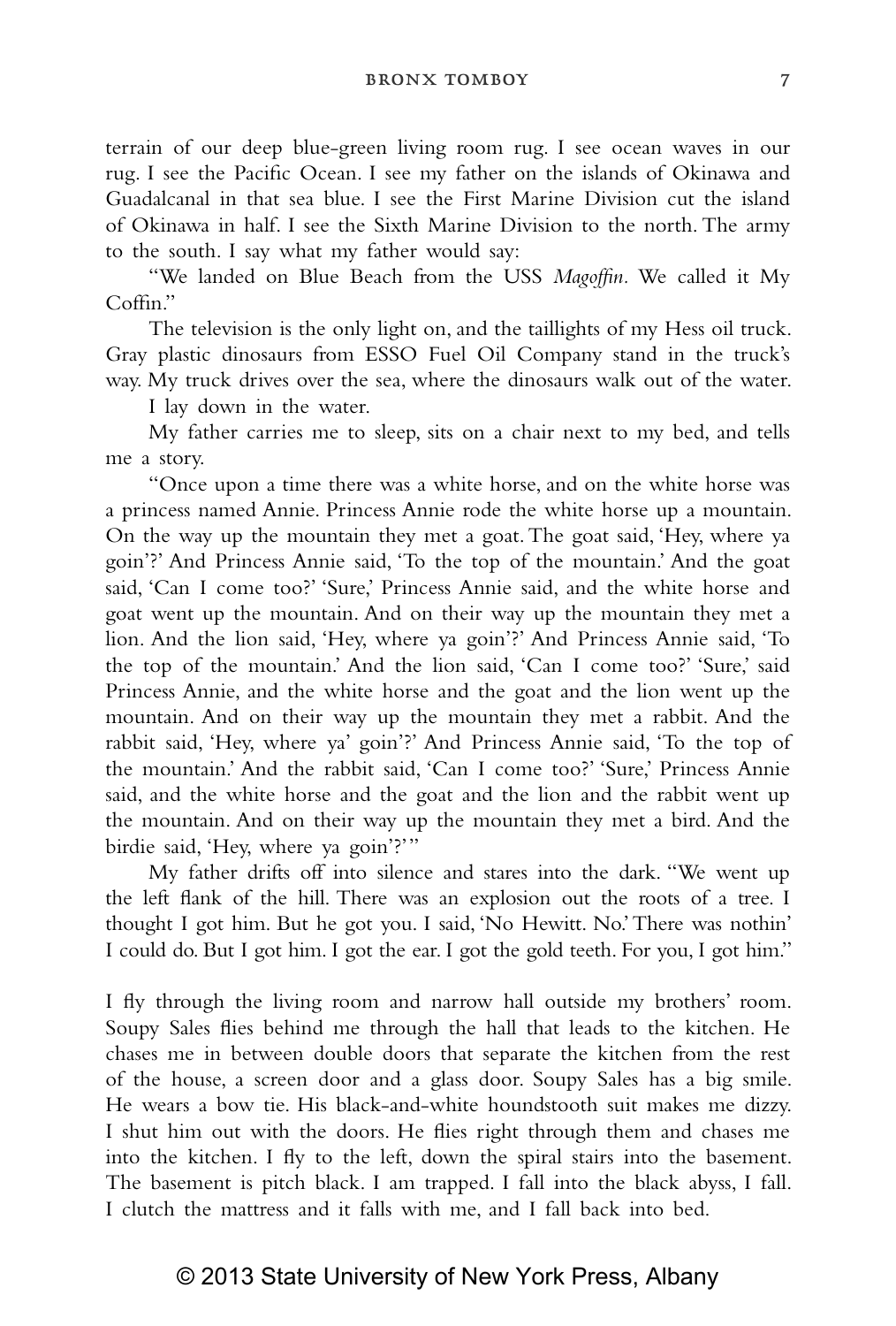terrain of our deep blue-green living room rug. I see ocean waves in our rug. I see the Pacific Ocean. I see my father on the islands of Okinawa and Guadalcanal in that sea blue. I see the First Marine Division cut the island of Okinawa in half. I see the Sixth Marine Division to the north. The army to the south. I say what my father would say:

"We landed on Blue Beach from the USS *Magoffin*. We called it My Coffin."

The television is the only light on, and the taillights of my Hess oil truck. Gray plastic dinosaurs from ESSO Fuel Oil Company stand in the truck's way. My truck drives over the sea, where the dinosaurs walk out of the water.

I lay down in the water.

My father carries me to sleep, sits on a chair next to my bed, and tells me a story.

"Once upon a time there was a white horse, and on the white horse was a princess named Annie. Princess Annie rode the white horse up a mountain. On the way up the mountain they met a goat. The goat said, 'Hey, where ya goin'?' And Princess Annie said, 'To the top of the mountain.' And the goat said, 'Can I come too?' 'Sure,' Princess Annie said, and the white horse and goat went up the mountain. And on their way up the mountain they met a lion. And the lion said, 'Hey, where ya goin'?' And Princess Annie said, 'To the top of the mountain.' And the lion said, 'Can I come too?' 'Sure,' said Princess Annie, and the white horse and the goat and the lion went up the mountain. And on their way up the mountain they met a rabbit. And the rabbit said, 'Hey, where ya' goin'?' And Princess Annie said, 'To the top of the mountain.' And the rabbit said, 'Can I come too?' 'Sure,' Princess Annie said, and the white horse and the goat and the lion and the rabbit went up the mountain. And on their way up the mountain they met a bird. And the birdie said, 'Hey, where ya goin'?'"

My father drifts off into silence and stares into the dark. "We went up the left flank of the hill. There was an explosion out the roots of a tree. I thought I got him. But he got you. I said, 'No Hewitt. No.' There was nothin' I could do. But I got him. I got the ear. I got the gold teeth. For you, I got him."

I fly through the living room and narrow hall outside my brothers' room. Soupy Sales flies behind me through the hall that leads to the kitchen. He chases me in between double doors that separate the kitchen from the rest of the house, a screen door and a glass door. Soupy Sales has a big smile. He wears a bow tie. His black-and-white houndstooth suit makes me dizzy. I shut him out with the doors. He flies right through them and chases me into the kitchen. I fly to the left, down the spiral stairs into the basement. The basement is pitch black. I am trapped. I fall into the black abyss, I fall. I clutch the mattress and it falls with me, and I fall back into bed.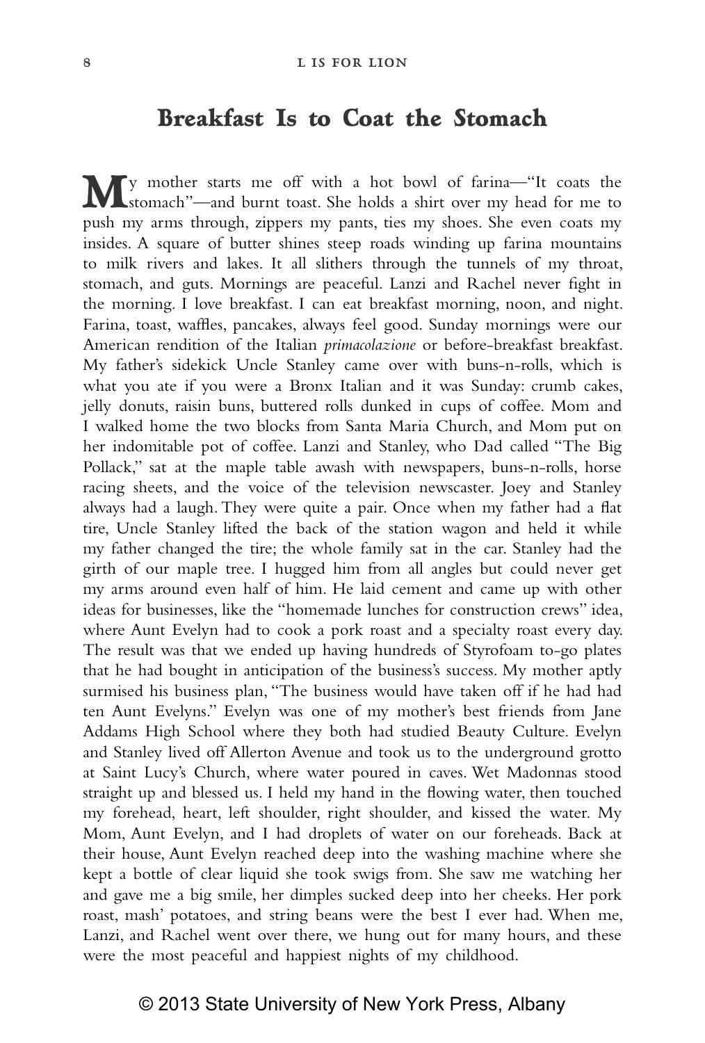## Breakfast Is to Coat the Stomach

My mother starts me off with a hot bowl of farina—"It coats the stomach"—and burnt toast. She holds a shirt over my head for me to push my arms through, zippers my pants, ties my shoes. She even coats my insides. A square of butter shines steep roads winding up farina mountains to milk rivers and lakes. It all slithers through the tunnels of my throat, stomach, and guts. Mornings are peaceful. Lanzi and Rachel never fight in the morning. I love breakfast. I can eat breakfast morning, noon, and night. Farina, toast, waffles, pancakes, always feel good. Sunday mornings were our American rendition of the Italian *primacolazione* or before-breakfast breakfast. My father's sidekick Uncle Stanley came over with buns-n-rolls, which is what you ate if you were a Bronx Italian and it was Sunday: crumb cakes, jelly donuts, raisin buns, buttered rolls dunked in cups of coffee. Mom and I walked home the two blocks from Santa Maria Church, and Mom put on her indomitable pot of coffee. Lanzi and Stanley, who Dad called "The Big Pollack," sat at the maple table awash with newspapers, buns-n-rolls, horse racing sheets, and the voice of the television newscaster. Joey and Stanley always had a laugh. They were quite a pair. Once when my father had a flat tire, Uncle Stanley lifted the back of the station wagon and held it while my father changed the tire; the whole family sat in the car. Stanley had the girth of our maple tree. I hugged him from all angles but could never get my arms around even half of him. He laid cement and came up with other ideas for businesses, like the "homemade lunches for construction crews" idea, where Aunt Evelyn had to cook a pork roast and a specialty roast every day. The result was that we ended up having hundreds of Styrofoam to-go plates that he had bought in anticipation of the business's success. My mother aptly surmised his business plan, "The business would have taken off if he had had ten Aunt Evelyns." Evelyn was one of my mother's best friends from Jane Addams High School where they both had studied Beauty Culture. Evelyn and Stanley lived off Allerton Avenue and took us to the underground grotto at Saint Lucy's Church, where water poured in caves. Wet Madonnas stood straight up and blessed us. I held my hand in the flowing water, then touched my forehead, heart, left shoulder, right shoulder, and kissed the water. My Mom, Aunt Evelyn, and I had droplets of water on our foreheads. Back at their house, Aunt Evelyn reached deep into the washing machine where she kept a bottle of clear liquid she took swigs from. She saw me watching her and gave me a big smile, her dimples sucked deep into her cheeks. Her pork roast, mash' potatoes, and string beans were the best I ever had. When me, Lanzi, and Rachel went over there, we hung out for many hours, and these were the most peaceful and happiest nights of my childhood.

© 2013 State University of New York Press, Albany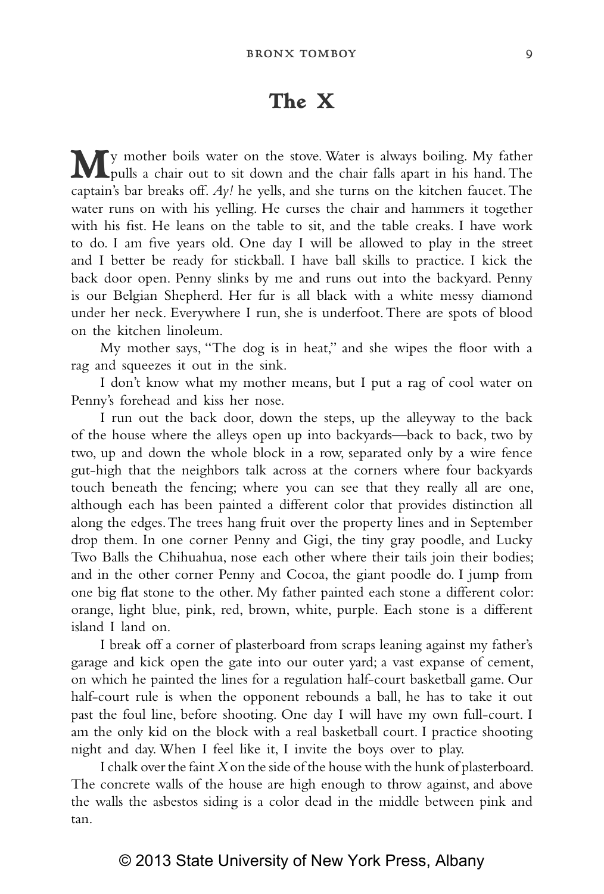# The X

My mother boils water on the stove. Water is always boiling. My father pulls a chair out to sit down and the chair falls apart in his hand. The captain's bar breaks off. *Ay!* he yells, and she turns on the kitchen faucet. The water runs on with his yelling. He curses the chair and hammers it together with his fist. He leans on the table to sit, and the table creaks. I have work to do. I am five years old. One day I will be allowed to play in the street and I better be ready for stickball. I have ball skills to practice. I kick the back door open. Penny slinks by me and runs out into the backyard. Penny is our Belgian Shepherd. Her fur is all black with a white messy diamond under her neck. Everywhere I run, she is underfoot. There are spots of blood on the kitchen linoleum.

My mother says, "The dog is in heat," and she wipes the floor with a rag and squeezes it out in the sink.

I don't know what my mother means, but I put a rag of cool water on Penny's forehead and kiss her nose.

I run out the back door, down the steps, up the alleyway to the back of the house where the alleys open up into backyards—back to back, two by two, up and down the whole block in a row, separated only by a wire fence gut-high that the neighbors talk across at the corners where four backyards touch beneath the fencing; where you can see that they really all are one, although each has been painted a different color that provides distinction all along the edges. The trees hang fruit over the property lines and in September drop them. In one corner Penny and Gigi, the tiny gray poodle, and Lucky Two Balls the Chihuahua, nose each other where their tails join their bodies; and in the other corner Penny and Cocoa, the giant poodle do. I jump from one big flat stone to the other. My father painted each stone a different color: orange, light blue, pink, red, brown, white, purple. Each stone is a different island I land on.

I break off a corner of plasterboard from scraps leaning against my father's garage and kick open the gate into our outer yard; a vast expanse of cement, on which he painted the lines for a regulation half-court basketball game. Our half-court rule is when the opponent rebounds a ball, he has to take it out past the foul line, before shooting. One day I will have my own full-court. I am the only kid on the block with a real basketball court. I practice shooting night and day. When I feel like it, I invite the boys over to play.

I chalk over the faint *X* on the side of the house with the hunk of plasterboard. The concrete walls of the house are high enough to throw against, and above the walls the asbestos siding is a color dead in the middle between pink and tan.

© 2013 State University of New York Press, Albany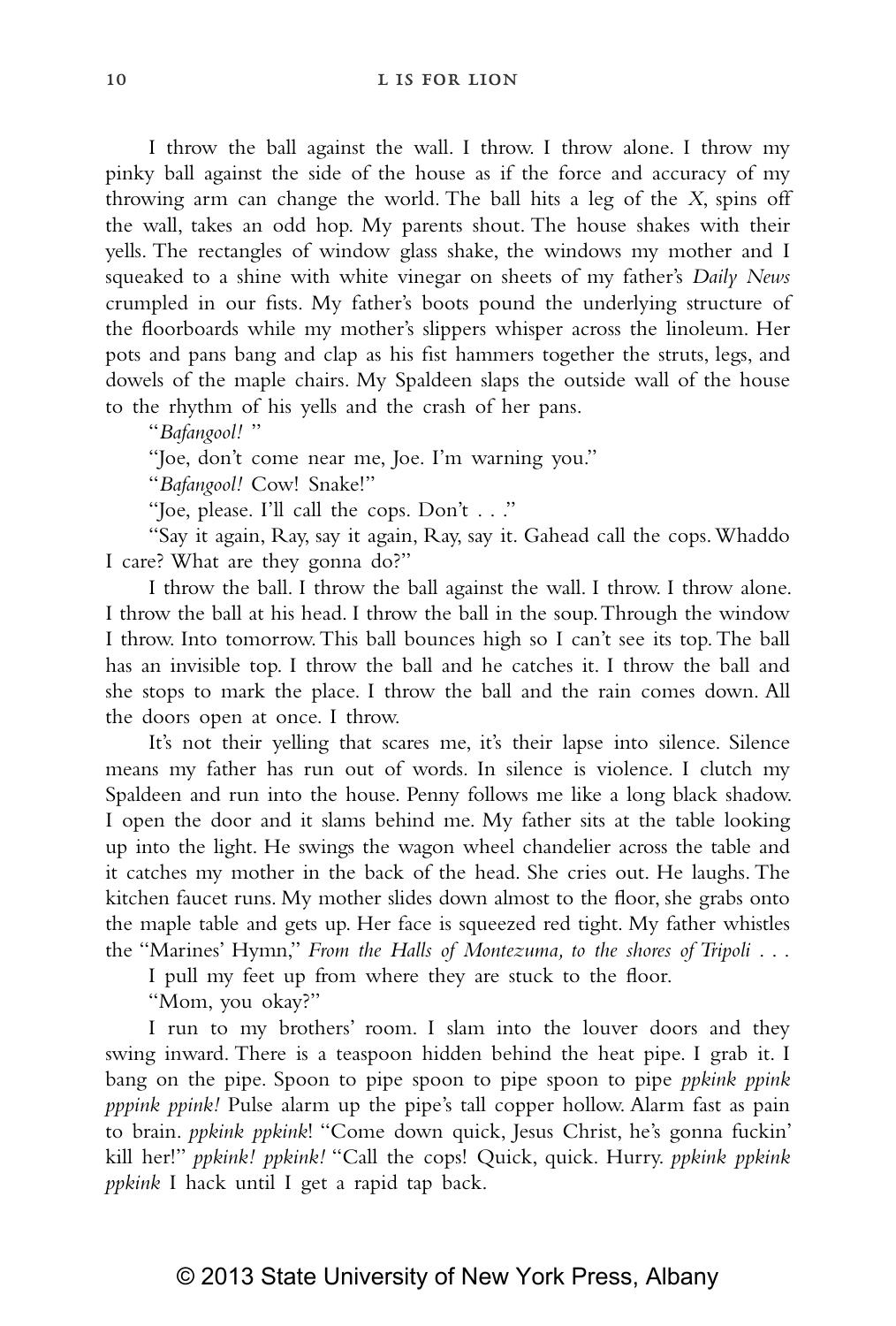I throw the ball against the wall. I throw. I throw alone. I throw my pinky ball against the side of the house as if the force and accuracy of my throwing arm can change the world. The ball hits a leg of the *X*, spins off the wall, takes an odd hop. My parents shout. The house shakes with their yells. The rectangles of window glass shake, the windows my mother and I squeaked to a shine with white vinegar on sheets of my father's *Daily News* crumpled in our fists. My father's boots pound the underlying structure of the floorboards while my mother's slippers whisper across the linoleum. Her pots and pans bang and clap as his fist hammers together the struts, legs, and dowels of the maple chairs. My Spaldeen slaps the outside wall of the house to the rhythm of his yells and the crash of her pans.

"*Bafangool!* "

"Joe, don't come near me, Joe. I'm warning you."

"*Bafangool!* Cow! Snake!"

"Joe, please. I'll call the cops. Don't . . ."

"Say it again, Ray, say it again, Ray, say it. Gahead call the cops. Whaddo I care? What are they gonna do?"

I throw the ball. I throw the ball against the wall. I throw. I throw alone. I throw the ball at his head. I throw the ball in the soup. Through the window I throw. Into tomorrow. This ball bounces high so I can't see its top. The ball has an invisible top. I throw the ball and he catches it. I throw the ball and she stops to mark the place. I throw the ball and the rain comes down. All the doors open at once. I throw.

It's not their yelling that scares me, it's their lapse into silence. Silence means my father has run out of words. In silence is violence. I clutch my Spaldeen and run into the house. Penny follows me like a long black shadow. I open the door and it slams behind me. My father sits at the table looking up into the light. He swings the wagon wheel chandelier across the table and it catches my mother in the back of the head. She cries out. He laughs. The kitchen faucet runs. My mother slides down almost to the floor, she grabs onto the maple table and gets up. Her face is squeezed red tight. My father whistles the "Marines' Hymn," *From the Halls of Montezuma, to the shores of Tripoli . . .*

I pull my feet up from where they are stuck to the floor.

"Mom, you okay?"

I run to my brothers' room. I slam into the louver doors and they swing inward. There is a teaspoon hidden behind the heat pipe. I grab it. I bang on the pipe. Spoon to pipe spoon to pipe spoon to pipe *ppkink ppink pppink ppink!* Pulse alarm up the pipe's tall copper hollow. Alarm fast as pain to brain. *ppkink ppkink*! "Come down quick, Jesus Christ, he's gonna fuckin' kill her!" *ppkink! ppkink!* "Call the cops! Quick, quick. Hurry. *ppkink ppkink ppkink* I hack until I get a rapid tap back.

© 2013 State University of New York Press, Albany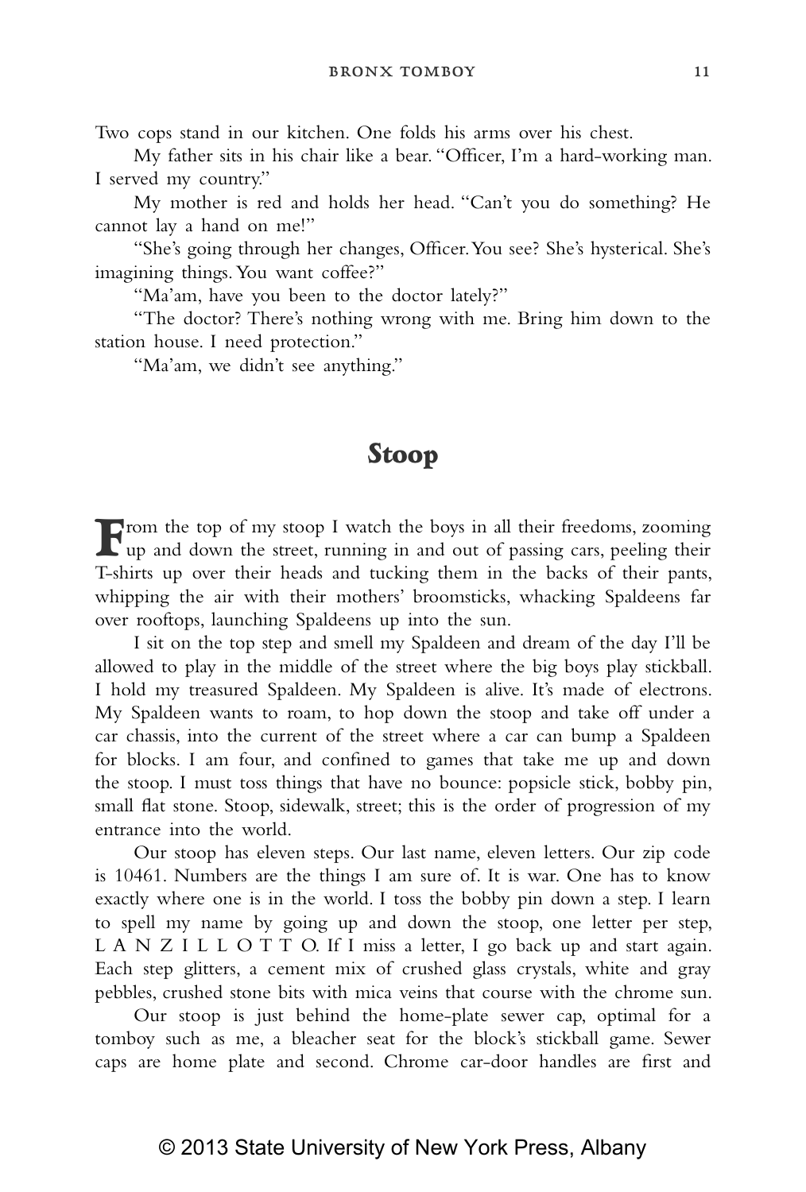Two cops stand in our kitchen. One folds his arms over his chest.

My father sits in his chair like a bear. "Officer, I'm a hard-working man. I served my country."

My mother is red and holds her head. "Can't you do something? He cannot lay a hand on me!"

"She's going through her changes, Officer. You see? She's hysterical. She's imagining things. You want coffee?"

"Ma'am, have you been to the doctor lately?"

"The doctor? There's nothing wrong with me. Bring him down to the station house. I need protection."

"Ma'am, we didn't see anything."

## Stoop

From the top of my stoop I watch the boys in all their freedoms, zooming up and down the street, running in and out of passing cars, peeling their T-shirts up over their heads and tucking them in the backs of their pants, whipping the air with their mothers' broomsticks, whacking Spaldeens far over rooftops, launching Spaldeens up into the sun.

I sit on the top step and smell my Spaldeen and dream of the day I'll be allowed to play in the middle of the street where the big boys play stickball. I hold my treasured Spaldeen. My Spaldeen is alive. It's made of electrons. My Spaldeen wants to roam, to hop down the stoop and take off under a car chassis, into the current of the street where a car can bump a Spaldeen for blocks. I am four, and confined to games that take me up and down the stoop. I must toss things that have no bounce: popsicle stick, bobby pin, small flat stone. Stoop, sidewalk, street; this is the order of progression of my entrance into the world.

Our stoop has eleven steps. Our last name, eleven letters. Our zip code is 10461. Numbers are the things I am sure of. It is war. One has to know exactly where one is in the world. I toss the bobby pin down a step. I learn to spell my name by going up and down the stoop, one letter per step, L A N Z I L L O T T O. If I miss a letter, I go back up and start again. Each step glitters, a cement mix of crushed glass crystals, white and gray pebbles, crushed stone bits with mica veins that course with the chrome sun.

Our stoop is just behind the home-plate sewer cap, optimal for a tomboy such as me, a bleacher seat for the block's stickball game. Sewer caps are home plate and second. Chrome car-door handles are first and

© 2013 State University of New York Press, Albany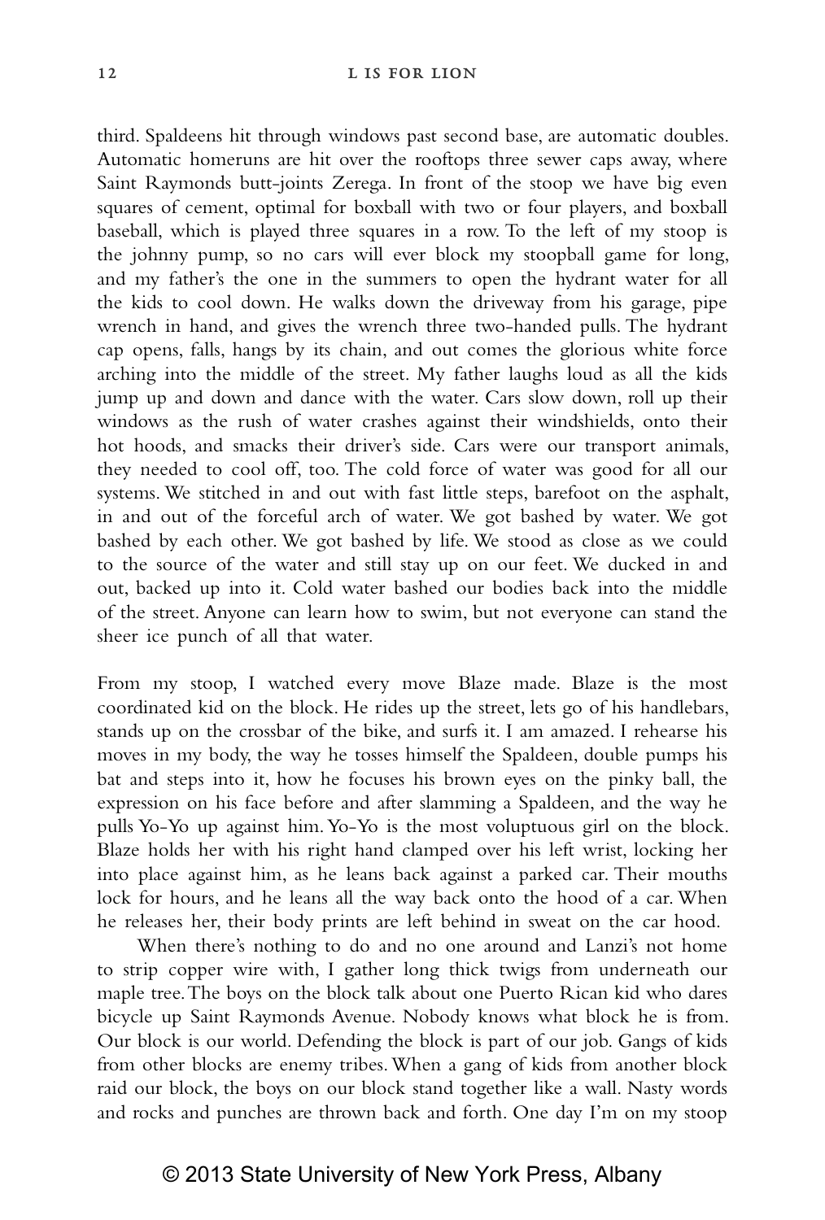third. Spaldeens hit through windows past second base, are automatic doubles. Automatic homeruns are hit over the rooftops three sewer caps away, where Saint Raymonds butt-joints Zerega. In front of the stoop we have big even squares of cement, optimal for boxball with two or four players, and boxball baseball, which is played three squares in a row. To the left of my stoop is the johnny pump, so no cars will ever block my stoopball game for long, and my father's the one in the summers to open the hydrant water for all the kids to cool down. He walks down the driveway from his garage, pipe wrench in hand, and gives the wrench three two-handed pulls. The hydrant cap opens, falls, hangs by its chain, and out comes the glorious white force arching into the middle of the street. My father laughs loud as all the kids jump up and down and dance with the water. Cars slow down, roll up their windows as the rush of water crashes against their windshields, onto their hot hoods, and smacks their driver's side. Cars were our transport animals, they needed to cool off, too. The cold force of water was good for all our systems. We stitched in and out with fast little steps, barefoot on the asphalt, in and out of the forceful arch of water. We got bashed by water. We got bashed by each other. We got bashed by life. We stood as close as we could to the source of the water and still stay up on our feet. We ducked in and out, backed up into it. Cold water bashed our bodies back into the middle of the street. Anyone can learn how to swim, but not everyone can stand the sheer ice punch of all that water.

From my stoop, I watched every move Blaze made. Blaze is the most coordinated kid on the block. He rides up the street, lets go of his handlebars, stands up on the crossbar of the bike, and surfs it. I am amazed. I rehearse his moves in my body, the way he tosses himself the Spaldeen, double pumps his bat and steps into it, how he focuses his brown eyes on the pinky ball, the expression on his face before and after slamming a Spaldeen, and the way he pulls Yo-Yo up against him. Yo-Yo is the most voluptuous girl on the block. Blaze holds her with his right hand clamped over his left wrist, locking her into place against him, as he leans back against a parked car. Their mouths lock for hours, and he leans all the way back onto the hood of a car. When he releases her, their body prints are left behind in sweat on the car hood.

When there's nothing to do and no one around and Lanzi's not home to strip copper wire with, I gather long thick twigs from underneath our maple tree. The boys on the block talk about one Puerto Rican kid who dares bicycle up Saint Raymonds Avenue. Nobody knows what block he is from. Our block is our world. Defending the block is part of our job. Gangs of kids from other blocks are enemy tribes. When a gang of kids from another block raid our block, the boys on our block stand together like a wall. Nasty words and rocks and punches are thrown back and forth. One day I'm on my stoop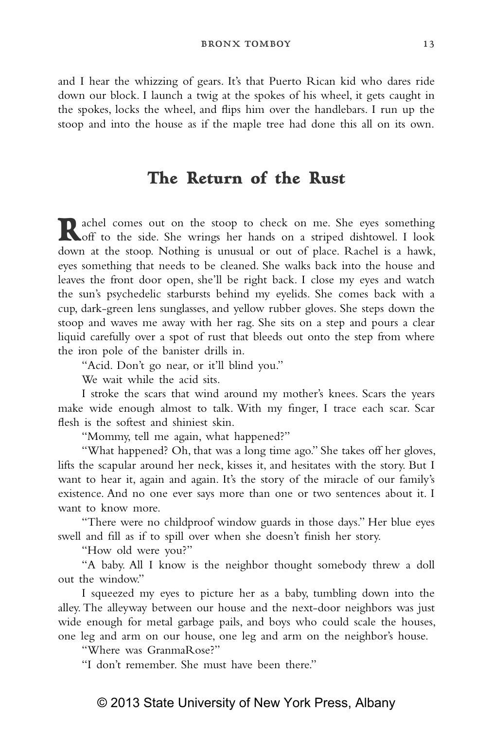and I hear the whizzing of gears. It's that Puerto Rican kid who dares ride down our block. I launch a twig at the spokes of his wheel, it gets caught in the spokes, locks the wheel, and flips him over the handlebars. I run up the stoop and into the house as if the maple tree had done this all on its own.

## The Return of the Rust

Rachel comes out on the stoop to check on me. She eyes something off to the side. She wrings her hands on a striped dishtowel. I look down at the stoop. Nothing is unusual or out of place. Rachel is a hawk, eyes something that needs to be cleaned. She walks back into the house and leaves the front door open, she'll be right back. I close my eyes and watch the sun's psychedelic starbursts behind my eyelids. She comes back with a cup, dark-green lens sunglasses, and yellow rubber gloves. She steps down the stoop and waves me away with her rag. She sits on a step and pours a clear liquid carefully over a spot of rust that bleeds out onto the step from where the iron pole of the banister drills in.

"Acid. Don't go near, or it'll blind you."

We wait while the acid sits.

I stroke the scars that wind around my mother's knees. Scars the years make wide enough almost to talk. With my finger, I trace each scar. Scar flesh is the softest and shiniest skin.

"Mommy, tell me again, what happened?"

"What happened? Oh, that was a long time ago." She takes off her gloves, lifts the scapular around her neck, kisses it, and hesitates with the story. But I want to hear it, again and again. It's the story of the miracle of our family's existence. And no one ever says more than one or two sentences about it. I want to know more.

"There were no childproof window guards in those days." Her blue eyes swell and fill as if to spill over when she doesn't finish her story.

"How old were you?"

"A baby. All I know is the neighbor thought somebody threw a doll out the window."

I squeezed my eyes to picture her as a baby, tumbling down into the alley. The alleyway between our house and the next-door neighbors was just wide enough for metal garbage pails, and boys who could scale the houses, one leg and arm on our house, one leg and arm on the neighbor's house.

"Where was GranmaRose?"

"I don't remember. She must have been there."

© 2013 State University of New York Press, Albany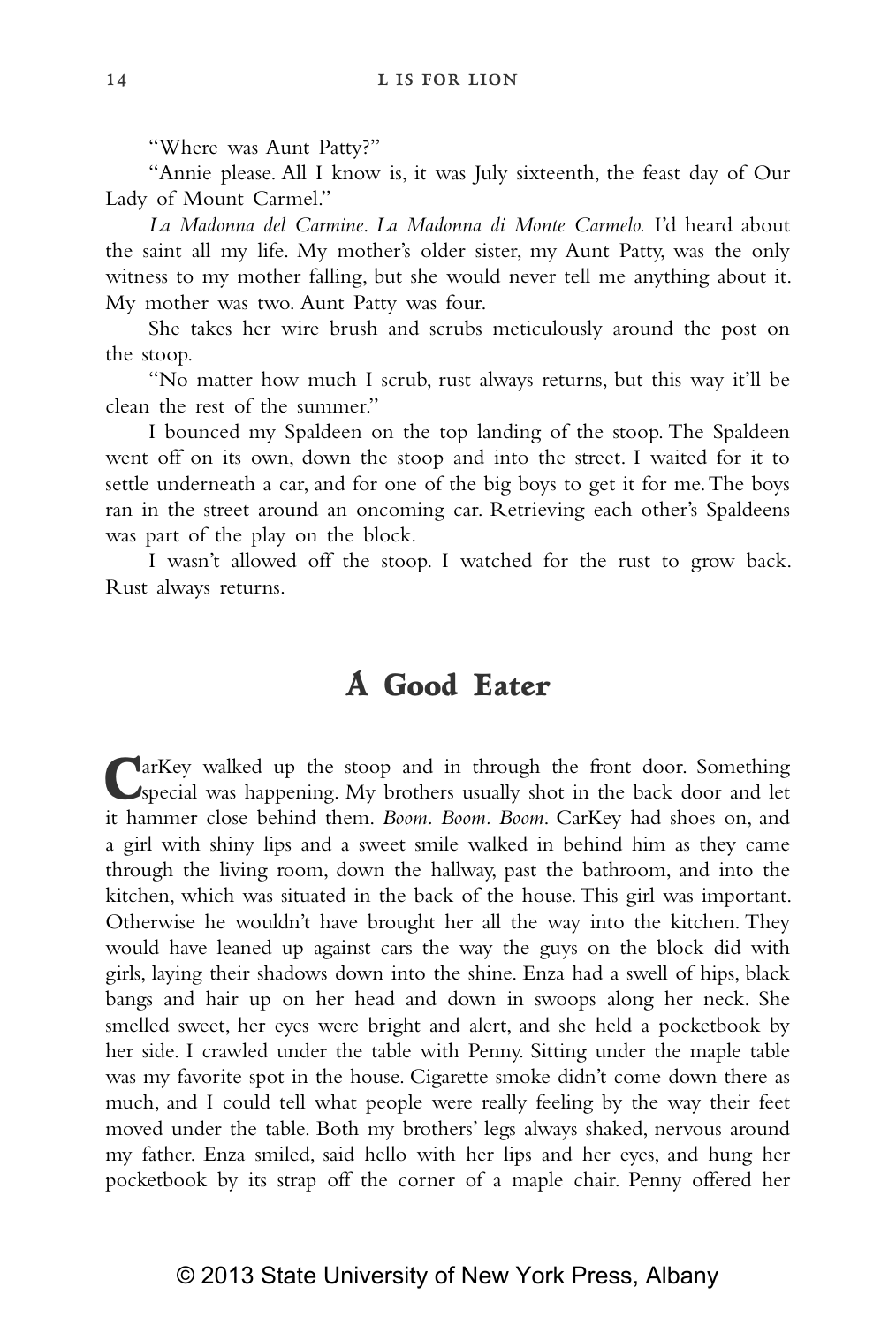"Where was Aunt Patty?"

"Annie please. All I know is, it was July sixteenth, the feast day of Our Lady of Mount Carmel."

*La Madonna del Carmine*. *La Madonna di Monte Carmelo.* I'd heard about the saint all my life. My mother's older sister, my Aunt Patty, was the only witness to my mother falling, but she would never tell me anything about it. My mother was two. Aunt Patty was four.

She takes her wire brush and scrubs meticulously around the post on the stoop.

"No matter how much I scrub, rust always returns, but this way it'll be clean the rest of the summer."

I bounced my Spaldeen on the top landing of the stoop. The Spaldeen went off on its own, down the stoop and into the street. I waited for it to settle underneath a car, and for one of the big boys to get it for me. The boys ran in the street around an oncoming car. Retrieving each other's Spaldeens was part of the play on the block.

I wasn't allowed off the stoop. I watched for the rust to grow back. Rust always returns.

## A Good Eater

CarKey walked up the stoop and in through the front door. Something special was happening. My brothers usually shot in the back door and let it hammer close behind them. *Boom. Boom. Boom*. CarKey had shoes on, and a girl with shiny lips and a sweet smile walked in behind him as they came through the living room, down the hallway, past the bathroom, and into the kitchen, which was situated in the back of the house. This girl was important. Otherwise he wouldn't have brought her all the way into the kitchen. They would have leaned up against cars the way the guys on the block did with girls, laying their shadows down into the shine. Enza had a swell of hips, black bangs and hair up on her head and down in swoops along her neck. She smelled sweet, her eyes were bright and alert, and she held a pocketbook by her side. I crawled under the table with Penny. Sitting under the maple table was my favorite spot in the house. Cigarette smoke didn't come down there as much, and I could tell what people were really feeling by the way their feet moved under the table. Both my brothers' legs always shaked, nervous around my father. Enza smiled, said hello with her lips and her eyes, and hung her pocketbook by its strap off the corner of a maple chair. Penny offered her

© 2013 State University of New York Press, Albany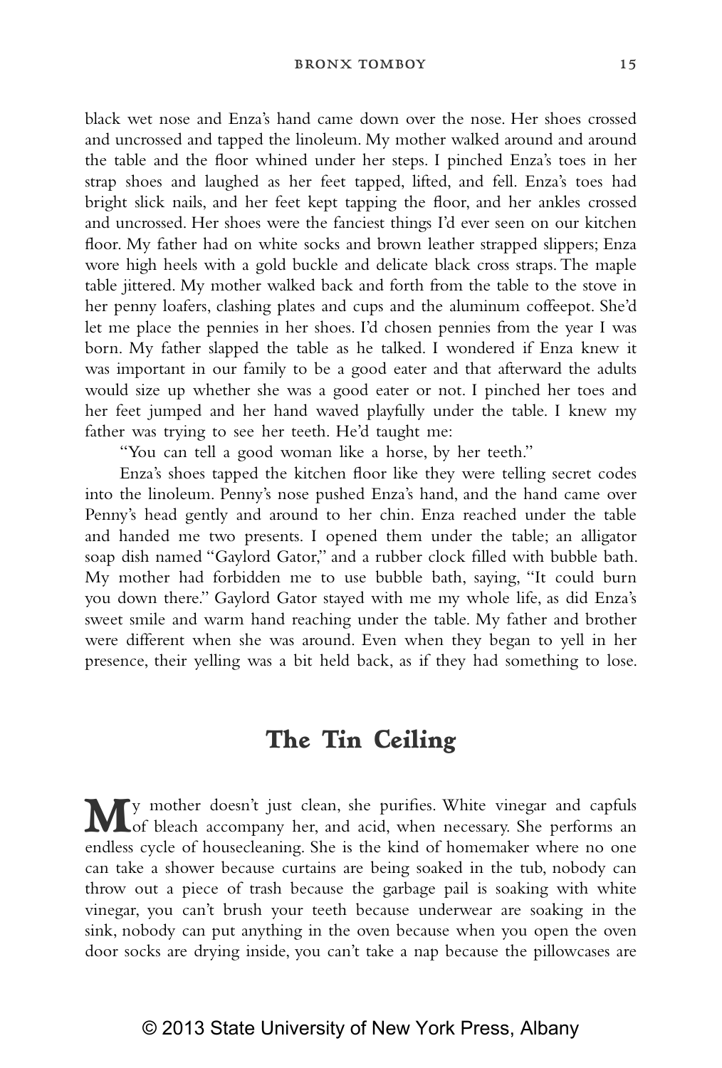black wet nose and Enza's hand came down over the nose. Her shoes crossed and uncrossed and tapped the linoleum. My mother walked around and around the table and the floor whined under her steps. I pinched Enza's toes in her strap shoes and laughed as her feet tapped, lifted, and fell. Enza's toes had bright slick nails, and her feet kept tapping the floor, and her ankles crossed and uncrossed. Her shoes were the fanciest things I'd ever seen on our kitchen floor. My father had on white socks and brown leather strapped slippers; Enza wore high heels with a gold buckle and delicate black cross straps. The maple table jittered. My mother walked back and forth from the table to the stove in her penny loafers, clashing plates and cups and the aluminum coffeepot. She'd let me place the pennies in her shoes. I'd chosen pennies from the year I was born. My father slapped the table as he talked. I wondered if Enza knew it was important in our family to be a good eater and that afterward the adults would size up whether she was a good eater or not. I pinched her toes and her feet jumped and her hand waved playfully under the table. I knew my father was trying to see her teeth. He'd taught me:

"You can tell a good woman like a horse, by her teeth."

Enza's shoes tapped the kitchen floor like they were telling secret codes into the linoleum. Penny's nose pushed Enza's hand, and the hand came over Penny's head gently and around to her chin. Enza reached under the table and handed me two presents. I opened them under the table; an alligator soap dish named "Gaylord Gator," and a rubber clock filled with bubble bath. My mother had forbidden me to use bubble bath, saying, "It could burn you down there." Gaylord Gator stayed with me my whole life, as did Enza's sweet smile and warm hand reaching under the table. My father and brother were different when she was around. Even when they began to yell in her presence, their yelling was a bit held back, as if they had something to lose.

## The Tin Ceiling

My mother doesn't just clean, she purifies. White vinegar and capfuls of bleach accompany her, and acid, when necessary. She performs an endless cycle of housecleaning. She is the kind of homemaker where no one can take a shower because curtains are being soaked in the tub, nobody can throw out a piece of trash because the garbage pail is soaking with white vinegar, you can't brush your teeth because underwear are soaking in the sink, nobody can put anything in the oven because when you open the oven door socks are drying inside, you can't take a nap because the pillowcases are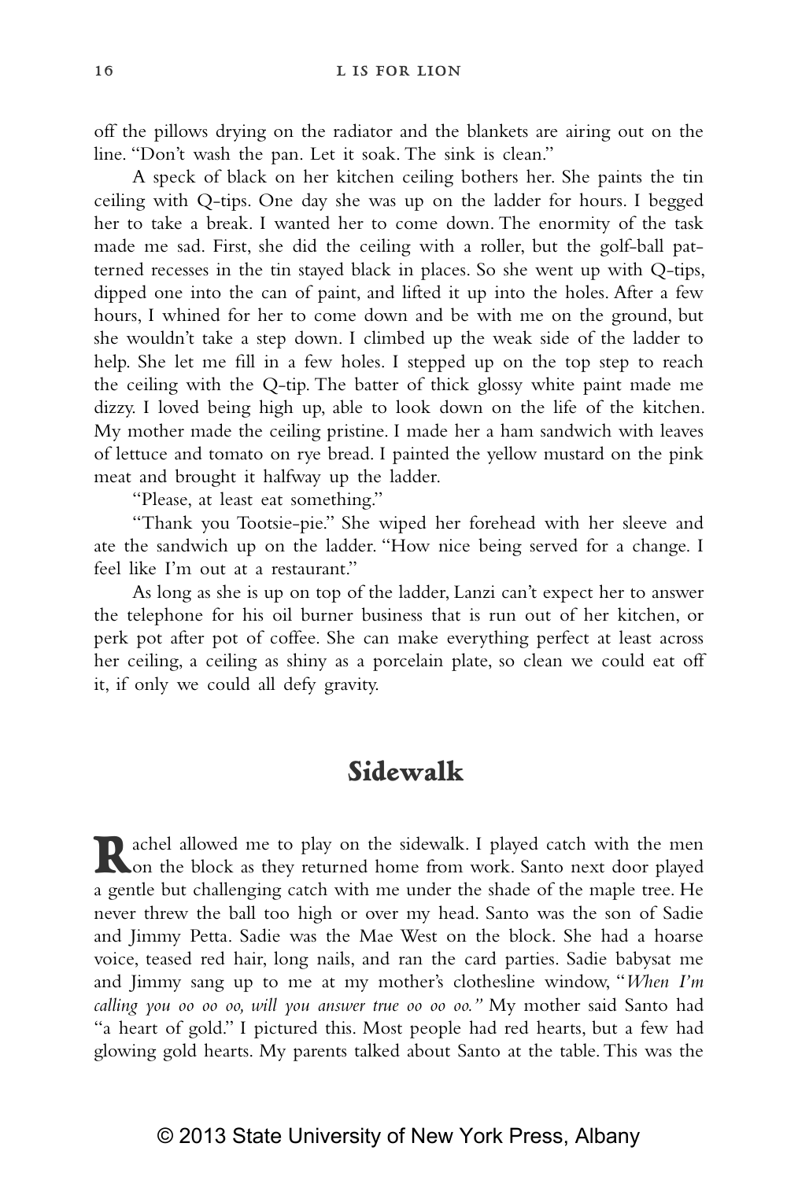off the pillows drying on the radiator and the blankets are airing out on the line. "Don't wash the pan. Let it soak. The sink is clean."

A speck of black on her kitchen ceiling bothers her. She paints the tin ceiling with Q-tips. One day she was up on the ladder for hours. I begged her to take a break. I wanted her to come down. The enormity of the task made me sad. First, she did the ceiling with a roller, but the golf-ball patterned recesses in the tin stayed black in places. So she went up with Q-tips, dipped one into the can of paint, and lifted it up into the holes. After a few hours, I whined for her to come down and be with me on the ground, but she wouldn't take a step down. I climbed up the weak side of the ladder to help. She let me fill in a few holes. I stepped up on the top step to reach the ceiling with the Q-tip. The batter of thick glossy white paint made me dizzy. I loved being high up, able to look down on the life of the kitchen. My mother made the ceiling pristine. I made her a ham sandwich with leaves of lettuce and tomato on rye bread. I painted the yellow mustard on the pink meat and brought it halfway up the ladder.

"Please, at least eat something."

"Thank you Tootsie-pie." She wiped her forehead with her sleeve and ate the sandwich up on the ladder. "How nice being served for a change. I feel like I'm out at a restaurant."

As long as she is up on top of the ladder, Lanzi can't expect her to answer the telephone for his oil burner business that is run out of her kitchen, or perk pot after pot of coffee. She can make everything perfect at least across her ceiling, a ceiling as shiny as a porcelain plate, so clean we could eat off it, if only we could all defy gravity.

## Sidewalk

Rachel allowed me to play on the sidewalk. I played catch with the men on the block as they returned home from work. Santo next door played a gentle but challenging catch with me under the shade of the maple tree. He never threw the ball too high or over my head. Santo was the son of Sadie and Jimmy Petta. Sadie was the Mae West on the block. She had a hoarse voice, teased red hair, long nails, and ran the card parties. Sadie babysat me and Jimmy sang up to me at my mother's clothesline window, "*When I'm calling you oo oo oo, will you answer true oo oo oo.*" My mother said Santo had "a heart of gold." I pictured this. Most people had red hearts, but a few had glowing gold hearts. My parents talked about Santo at the table. This was the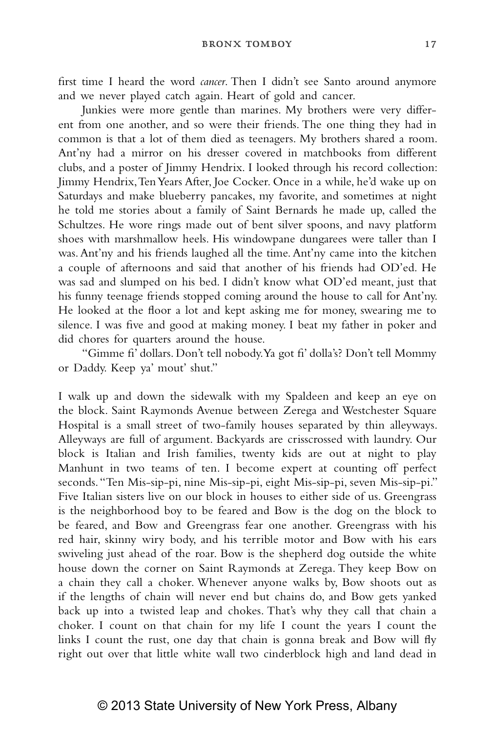first time I heard the word *cancer*. Then I didn't see Santo around anymore and we never played catch again. Heart of gold and cancer.

Junkies were more gentle than marines. My brothers were very different from one another, and so were their friends. The one thing they had in common is that a lot of them died as teenagers. My brothers shared a room. Ant'ny had a mirror on his dresser covered in matchbooks from different clubs, and a poster of Jimmy Hendrix. I looked through his record collection: Jimmy Hendrix, Ten Years After, Joe Cocker. Once in a while, he'd wake up on Saturdays and make blueberry pancakes, my favorite, and sometimes at night he told me stories about a family of Saint Bernards he made up, called the Schultzes. He wore rings made out of bent silver spoons, and navy platform shoes with marshmallow heels. His windowpane dungarees were taller than I was. Ant'ny and his friends laughed all the time. Ant'ny came into the kitchen a couple of afternoons and said that another of his friends had OD'ed. He was sad and slumped on his bed. I didn't know what OD'ed meant, just that his funny teenage friends stopped coming around the house to call for Ant'ny. He looked at the floor a lot and kept asking me for money, swearing me to silence. I was five and good at making money. I beat my father in poker and did chores for quarters around the house.

"Gimme fi' dollars. Don't tell nobody. Ya got fi' dolla's? Don't tell Mommy or Daddy. Keep ya' mout' shut."

I walk up and down the sidewalk with my Spaldeen and keep an eye on the block. Saint Raymonds Avenue between Zerega and Westchester Square Hospital is a small street of two-family houses separated by thin alleyways. Alleyways are full of argument. Backyards are crisscrossed with laundry. Our block is Italian and Irish families, twenty kids are out at night to play Manhunt in two teams of ten. I become expert at counting off perfect seconds. "Ten Mis-sip-pi, nine Mis-sip-pi, eight Mis-sip-pi, seven Mis-sip-pi." Five Italian sisters live on our block in houses to either side of us. Greengrass is the neighborhood boy to be feared and Bow is the dog on the block to be feared, and Bow and Greengrass fear one another. Greengrass with his red hair, skinny wiry body, and his terrible motor and Bow with his ears swiveling just ahead of the roar. Bow is the shepherd dog outside the white house down the corner on Saint Raymonds at Zerega. They keep Bow on a chain they call a choker. Whenever anyone walks by, Bow shoots out as if the lengths of chain will never end but chains do, and Bow gets yanked back up into a twisted leap and chokes. That's why they call that chain a choker. I count on that chain for my life I count the years I count the links I count the rust, one day that chain is gonna break and Bow will fly right out over that little white wall two cinderblock high and land dead in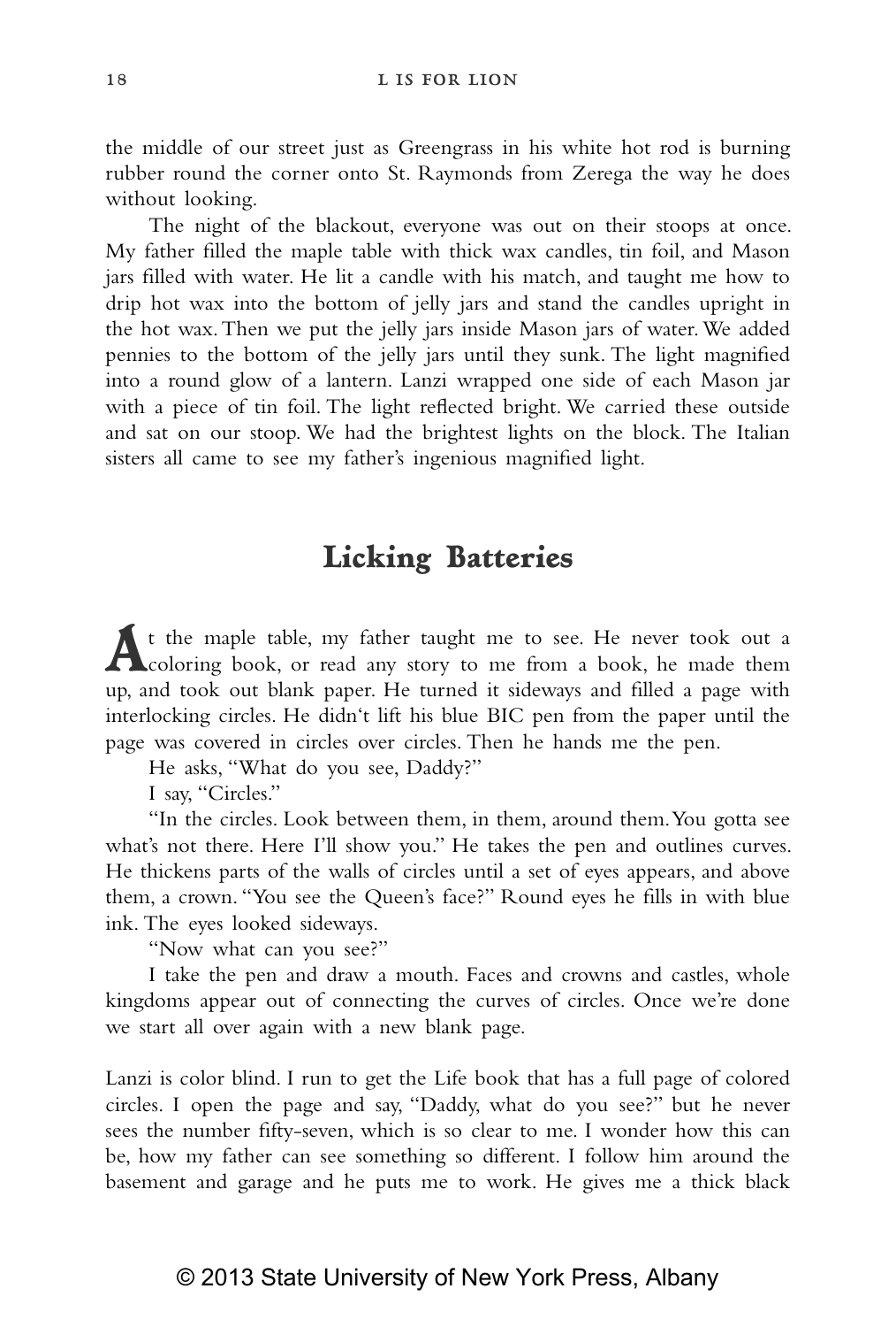the middle of our street just as Greengrass in his white hot rod is burning rubber round the corner onto St. Raymonds from Zerega the way he does without looking.

The night of the blackout, everyone was out on their stoops at once. My father filled the maple table with thick wax candles, tin foil, and Mason jars filled with water. He lit a candle with his match, and taught me how to drip hot wax into the bottom of jelly jars and stand the candles upright in the hot wax. Then we put the jelly jars inside Mason jars of water. We added pennies to the bottom of the jelly jars until they sunk. The light magnified into a round glow of a lantern. Lanzi wrapped one side of each Mason jar with a piece of tin foil. The light reflected bright. We carried these outside and sat on our stoop. We had the brightest lights on the block. The Italian sisters all came to see my father's ingenious magnified light.

## Licking Batteries

At the maple table, my father taught me to see. He never took out a coloring book, or read any story to me from a book, he made them up, and took out blank paper. He turned it sideways and filled a page with interlocking circles. He didn't lift his blue BIC pen from the paper until the page was covered in circles over circles. Then he hands me the pen.

He asks, "What do you see, Daddy?"

I say, "Circles."

"In the circles. Look between them, in them, around them. You gotta see what's not there. Here I'll show you." He takes the pen and outlines curves. He thickens parts of the walls of circles until a set of eyes appears, and above them, a crown. "You see the Queen's face?" Round eyes he fills in with blue ink. The eyes looked sideways.

"Now what can you see?"

I take the pen and draw a mouth. Faces and crowns and castles, whole kingdoms appear out of connecting the curves of circles. Once we're done we start all over again with a new blank page.

Lanzi is color blind. I run to get the Life book that has a full page of colored circles. I open the page and say, "Daddy, what do you see?" but he never sees the number fifty-seven, which is so clear to me. I wonder how this can be, how my father can see something so different. I follow him around the basement and garage and he puts me to work. He gives me a thick black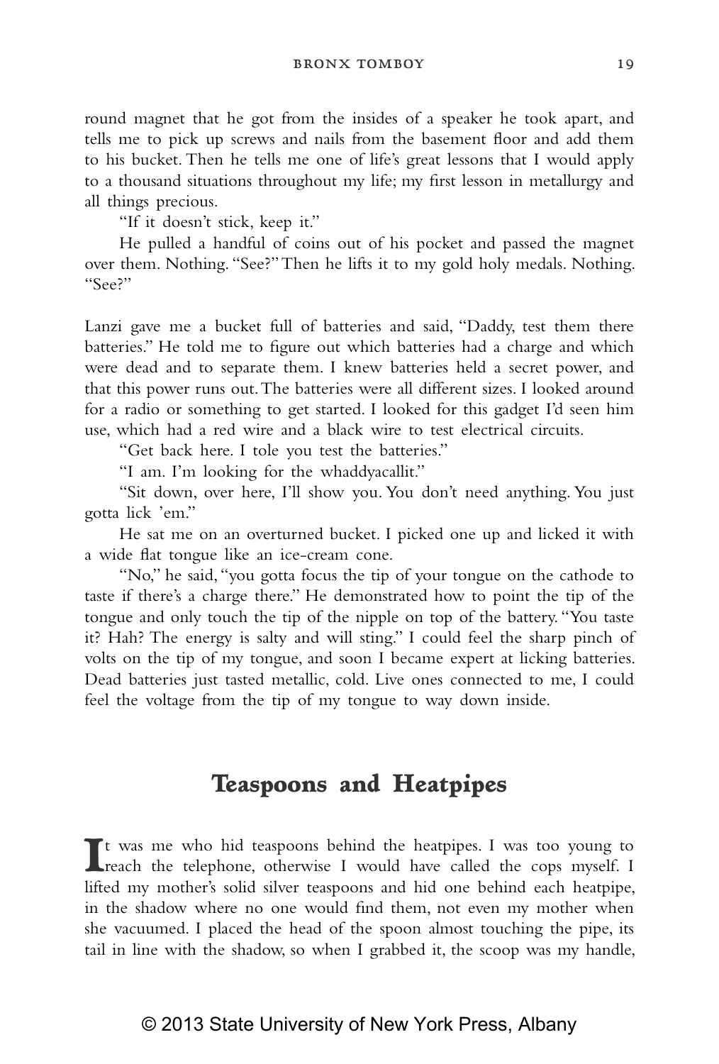round magnet that he got from the insides of a speaker he took apart, and tells me to pick up screws and nails from the basement floor and add them to his bucket. Then he tells me one of life's great lessons that I would apply to a thousand situations throughout my life; my first lesson in metallurgy and all things precious.

"If it doesn't stick, keep it."

He pulled a handful of coins out of his pocket and passed the magnet over them. Nothing. "See?" Then he lifts it to my gold holy medals. Nothing. "See?"

Lanzi gave me a bucket full of batteries and said, "Daddy, test them there batteries." He told me to figure out which batteries had a charge and which were dead and to separate them. I knew batteries held a secret power, and that this power runs out. The batteries were all different sizes. I looked around for a radio or something to get started. I looked for this gadget I'd seen him use, which had a red wire and a black wire to test electrical circuits.

"Get back here. I tole you test the batteries."

"I am. I'm looking for the whaddyacallit."

"Sit down, over here, I'll show you. You don't need anything. You just gotta lick 'em."

He sat me on an overturned bucket. I picked one up and licked it with a wide flat tongue like an ice-cream cone.

"No," he said, "you gotta focus the tip of your tongue on the cathode to taste if there's a charge there." He demonstrated how to point the tip of the tongue and only touch the tip of the nipple on top of the battery. "You taste it? Hah? The energy is salty and will sting." I could feel the sharp pinch of volts on the tip of my tongue, and soon I became expert at licking batteries. Dead batteries just tasted metallic, cold. Live ones connected to me, I could feel the voltage from the tip of my tongue to way down inside.

## Teaspoons and Heatpipes

It was me who hid teaspoons behind the heatpipes. I was too young to reach the telephone, otherwise I would have called the cops myself. I lifted my mother's solid silver teaspoons and hid one behind each heatpipe, in the shadow where no one would find them, not even my mother when she vacuumed. I placed the head of the spoon almost touching the pipe, its tail in line with the shadow, so when I grabbed it, the scoop was my handle,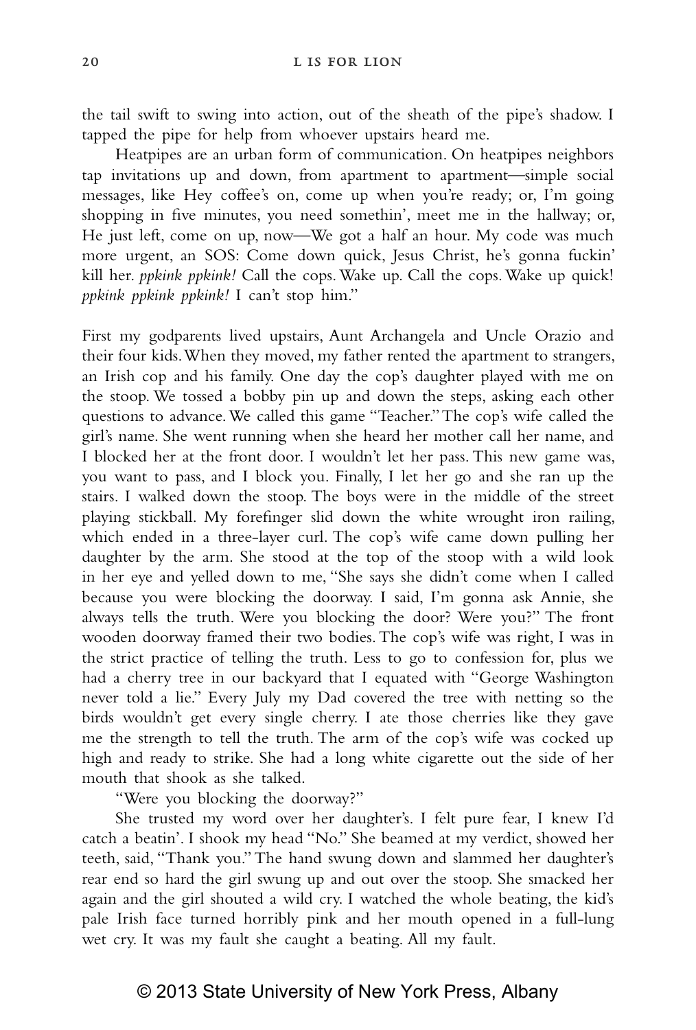the tail swift to swing into action, out of the sheath of the pipe's shadow. I tapped the pipe for help from whoever upstairs heard me.

Heatpipes are an urban form of communication. On heatpipes neighbors tap invitations up and down, from apartment to apartment—simple social messages, like Hey coffee's on, come up when you're ready; or, I'm going shopping in five minutes, you need somethin', meet me in the hallway; or, He just left, come on up, now—We got a half an hour. My code was much more urgent, an SOS: Come down quick, Jesus Christ, he's gonna fuckin' kill her. *ppkink ppkink!* Call the cops. Wake up. Call the cops. Wake up quick! *ppkink ppkink ppkink!* I can't stop him."

First my godparents lived upstairs, Aunt Archangela and Uncle Orazio and their four kids. When they moved, my father rented the apartment to strangers, an Irish cop and his family. One day the cop's daughter played with me on the stoop. We tossed a bobby pin up and down the steps, asking each other questions to advance. We called this game "Teacher." The cop's wife called the girl's name. She went running when she heard her mother call her name, and I blocked her at the front door. I wouldn't let her pass. This new game was, you want to pass, and I block you. Finally, I let her go and she ran up the stairs. I walked down the stoop. The boys were in the middle of the street playing stickball. My forefinger slid down the white wrought iron railing, which ended in a three-layer curl. The cop's wife came down pulling her daughter by the arm. She stood at the top of the stoop with a wild look in her eye and yelled down to me, "She says she didn't come when I called because you were blocking the doorway. I said, I'm gonna ask Annie, she always tells the truth. Were you blocking the door? Were you?" The front wooden doorway framed their two bodies. The cop's wife was right, I was in the strict practice of telling the truth. Less to go to confession for, plus we had a cherry tree in our backyard that I equated with "George Washington never told a lie." Every July my Dad covered the tree with netting so the birds wouldn't get every single cherry. I ate those cherries like they gave me the strength to tell the truth. The arm of the cop's wife was cocked up high and ready to strike. She had a long white cigarette out the side of her mouth that shook as she talked.

"Were you blocking the doorway?"

She trusted my word over her daughter's. I felt pure fear, I knew I'd catch a beatin'. I shook my head "No." She beamed at my verdict, showed her teeth, said, "Thank you." The hand swung down and slammed her daughter's rear end so hard the girl swung up and out over the stoop. She smacked her again and the girl shouted a wild cry. I watched the whole beating, the kid's pale Irish face turned horribly pink and her mouth opened in a full-lung wet cry. It was my fault she caught a beating. All my fault.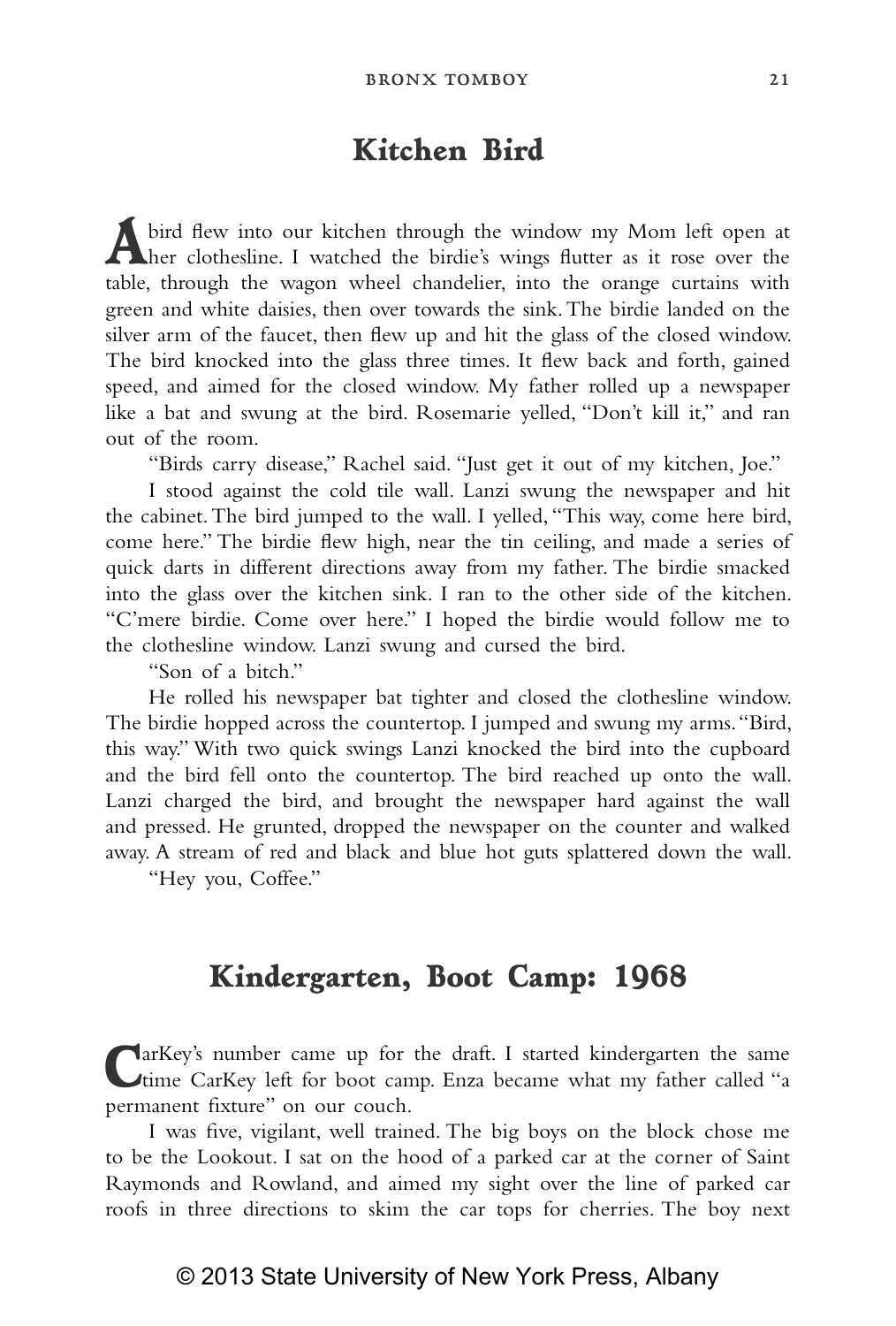## Kitchen Bird

A bird flew into our kitchen through the window my Mom left open at her clothesline. I watched the birdie's wings flutter as it rose over the table, through the wagon wheel chandelier, into the orange curtains with green and white daisies, then over towards the sink. The birdie landed on the silver arm of the faucet, then flew up and hit the glass of the closed window. The bird knocked into the glass three times. It flew back and forth, gained speed, and aimed for the closed window. My father rolled up a newspaper like a bat and swung at the bird. Rosemarie yelled, "Don't kill it," and ran out of the room.

"Birds carry disease," Rachel said. "Just get it out of my kitchen, Joe."

I stood against the cold tile wall. Lanzi swung the newspaper and hit the cabinet. The bird jumped to the wall. I yelled, "This way, come here bird, come here." The birdie flew high, near the tin ceiling, and made a series of quick darts in different directions away from my father. The birdie smacked into the glass over the kitchen sink. I ran to the other side of the kitchen. "C'mere birdie. Come over here." I hoped the birdie would follow me to the clothesline window. Lanzi swung and cursed the bird.

"Son of a bitch."

He rolled his newspaper bat tighter and closed the clothesline window. The birdie hopped across the countertop. I jumped and swung my arms. "Bird, this way." With two quick swings Lanzi knocked the bird into the cupboard and the bird fell onto the countertop. The bird reached up onto the wall. Lanzi charged the bird, and brought the newspaper hard against the wall and pressed. He grunted, dropped the newspaper on the counter and walked away. A stream of red and black and blue hot guts splattered down the wall.

"Hey you, Coffee."

## Kindergarten, Boot Camp: 1968

CarKey's number came up for the draft. I started kindergarten the same time CarKey left for boot camp. Enza became what my father called "a permanent fixture" on our couch.

I was five, vigilant, well trained. The big boys on the block chose me to be the Lookout. I sat on the hood of a parked car at the corner of Saint Raymonds and Rowland, and aimed my sight over the line of parked car roofs in three directions to skim the car tops for cherries. The boy next

© 2013 State University of New York Press, Albany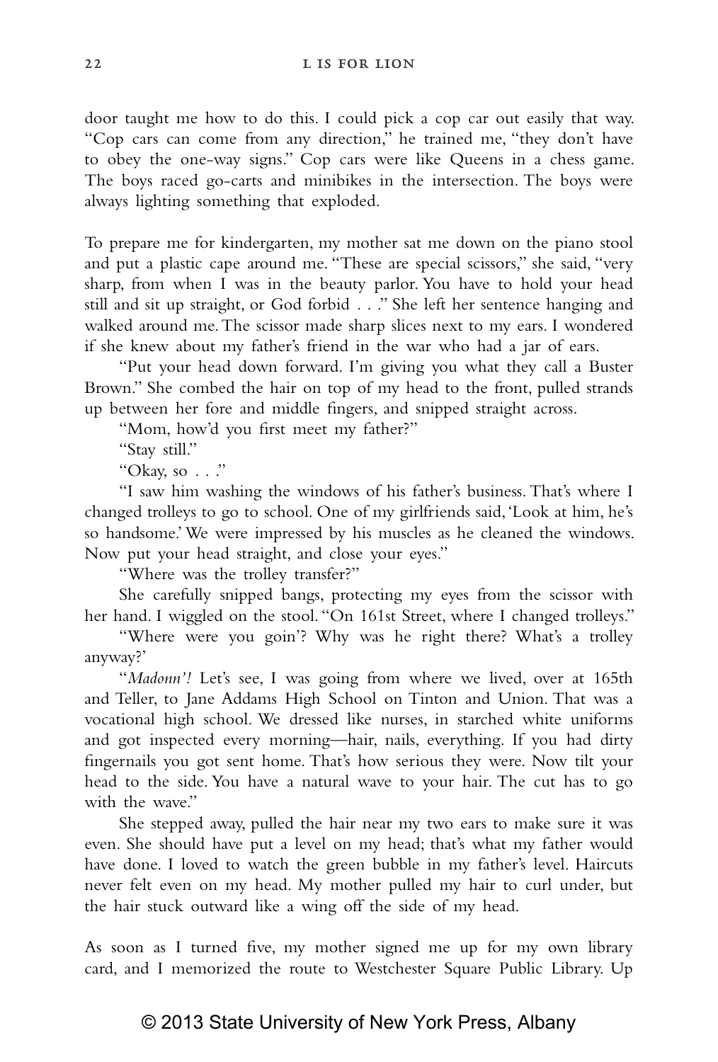door taught me how to do this. I could pick a cop car out easily that way. "Cop cars can come from any direction," he trained me, "they don't have to obey the one-way signs." Cop cars were like Queens in a chess game. The boys raced go-carts and minibikes in the intersection. The boys were always lighting something that exploded.

To prepare me for kindergarten, my mother sat me down on the piano stool and put a plastic cape around me. "These are special scissors," she said, "very sharp, from when I was in the beauty parlor. You have to hold your head still and sit up straight, or God forbid . . ." She left her sentence hanging and walked around me. The scissor made sharp slices next to my ears. I wondered if she knew about my father's friend in the war who had a jar of ears.

"Put your head down forward. I'm giving you what they call a Buster Brown." She combed the hair on top of my head to the front, pulled strands up between her fore and middle fingers, and snipped straight across.

"Mom, how'd you first meet my father?"

"Stay still."

"Okay, so . . ."

"I saw him washing the windows of his father's business. That's where I changed trolleys to go to school. One of my girlfriends said, 'Look at him, he's so handsome.' We were impressed by his muscles as he cleaned the windows. Now put your head straight, and close your eyes."

"Where was the trolley transfer?"

She carefully snipped bangs, protecting my eyes from the scissor with her hand. I wiggled on the stool. "On 161st Street, where I changed trolleys."

"Where were you goin'? Why was he right there? What's a trolley anyway?'

"*Madonn'!* Let's see, I was going from where we lived, over at 165th and Teller, to Jane Addams High School on Tinton and Union. That was a vocational high school. We dressed like nurses, in starched white uniforms and got inspected every morning—hair, nails, everything. If you had dirty fingernails you got sent home. That's how serious they were. Now tilt your head to the side. You have a natural wave to your hair. The cut has to go with the wave."

She stepped away, pulled the hair near my two ears to make sure it was even. She should have put a level on my head; that's what my father would have done. I loved to watch the green bubble in my father's level. Haircuts never felt even on my head. My mother pulled my hair to curl under, but the hair stuck outward like a wing off the side of my head.

As soon as I turned five, my mother signed me up for my own library card, and I memorized the route to Westchester Square Public Library. Up

© 2013 State University of New York Press, Albany